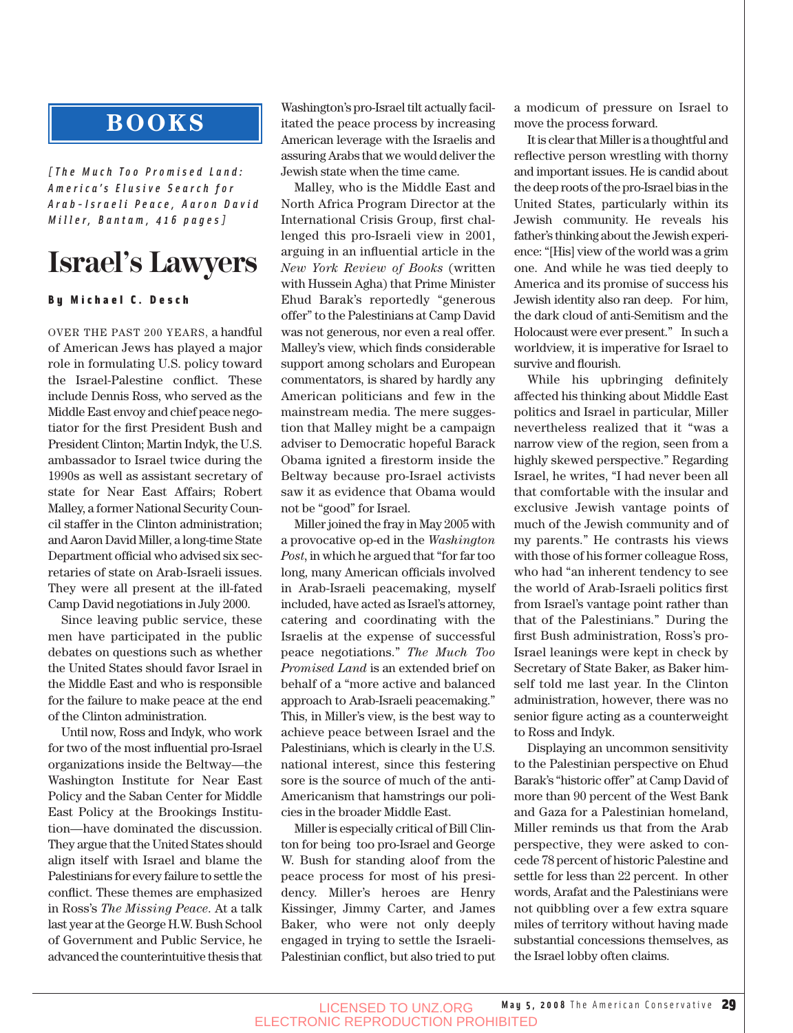## BOOKS

*[The Much Too Promised Land: America's Elusive Search for Arab-Israeli Peace, Aaron David Miller, Bantam, 416 pages]*

# Israel's Lawyers

**By Michael C. Desch**

OVER THE PAST 200 YEARS, a handful of American Jews has played a major role in formulating U.S. policy toward the Israel-Palestine conflict. These include Dennis Ross, who served as the Middle East envoy and chief peace negotiator for the first President Bush and President Clinton; Martin Indyk, the U.S. ambassador to Israel twice during the 1990s as well as assistant secretary of state for Near East Affairs; Robert Malley, a former National Security Council staffer in the Clinton administration; and Aaron David Miller, a long-time State Department official who advised six secretaries of state on Arab-Israeli issues. They were all present at the ill-fated Camp David negotiations in July 2000.

Since leaving public service, these men have participated in the public debates on questions such as whether the United States should favor Israel in the Middle East and who is responsible for the failure to make peace at the end of the Clinton administration.

Until now, Ross and Indyk, who work for two of the most influential pro-Israel organizations inside the Beltway—the Washington Institute for Near East Policy and the Saban Center for Middle East Policy at the Brookings Institution—have dominated the discussion. They argue that the United States should align itself with Israel and blame the Palestinians for every failure to settle the conflict. These themes are emphasized in Ross's *The Missing Peace*. At a talk last year at the George H.W. Bush School of Government and Public Service, he advanced the counterintuitive thesis that Washington's pro-Israel tilt actually facilitated the peace process by increasing American leverage with the Israelis and assuring Arabs that we would deliver the Jewish state when the time came.

Malley, who is the Middle East and North Africa Program Director at the International Crisis Group, first challenged this pro-Israeli view in 2001, arguing in an influential article in the *New York Review of Books* (written with Hussein Agha) that Prime Minister Ehud Barak's reportedly "generous offer" to the Palestinians at Camp David was not generous, nor even a real offer. Malley's view, which finds considerable support among scholars and European commentators, is shared by hardly any American politicians and few in the mainstream media. The mere suggestion that Malley might be a campaign adviser to Democratic hopeful Barack Obama ignited a firestorm inside the Beltway because pro-Israel activists saw it as evidence that Obama would not be "good" for Israel.

Miller joined the fray in May 2005 with a provocative op-ed in the *Washington Post*, in which he argued that "for far too long, many American officials involved in Arab-Israeli peacemaking, myself included, have acted as Israel's attorney, catering and coordinating with the Israelis at the expense of successful peace negotiations." *The Much Too Promised Land* is an extended brief on behalf of a "more active and balanced approach to Arab-Israeli peacemaking." This, in Miller's view, is the best way to achieve peace between Israel and the Palestinians, which is clearly in the U.S. national interest, since this festering sore is the source of much of the anti-Americanism that hamstrings our policies in the broader Middle East.

Miller is especially critical of Bill Clinton for being too pro-Israel and George W. Bush for standing aloof from the peace process for most of his presidency. Miller's heroes are Henry Kissinger, Jimmy Carter, and James Baker, who were not only deeply engaged in trying to settle the Israeli-Palestinian conflict, but also tried to put a modicum of pressure on Israel to move the process forward.

It is clear that Miller is a thoughtful and reflective person wrestling with thorny and important issues. He is candid about the deep roots of the pro-Israel bias in the United States, particularly within its Jewish community. He reveals his father's thinking about the Jewish experience: "[His] view of the world was a grim one. And while he was tied deeply to America and its promise of success his Jewish identity also ran deep. For him, the dark cloud of anti-Semitism and the Holocaust were ever present." In such a worldview, it is imperative for Israel to survive and flourish.

While his upbringing definitely affected his thinking about Middle East politics and Israel in particular, Miller nevertheless realized that it "was a narrow view of the region, seen from a highly skewed perspective." Regarding Israel, he writes, "I had never been all that comfortable with the insular and exclusive Jewish vantage points of much of the Jewish community and of my parents." He contrasts his views with those of his former colleague Ross, who had "an inherent tendency to see the world of Arab-Israeli politics first from Israel's vantage point rather than that of the Palestinians." During the first Bush administration, Ross's pro-Israel leanings were kept in check by Secretary of State Baker, as Baker himself told me last year. In the Clinton administration, however, there was no senior figure acting as a counterweight to Ross and Indyk.

Displaying an uncommon sensitivity to the Palestinian perspective on Ehud Barak's "historic offer" at Camp David of more than 90 percent of the West Bank and Gaza for a Palestinian homeland, Miller reminds us that from the Arab perspective, they were asked to concede 78 percent of historic Palestine and settle for less than 22 percent. In other words, Arafat and the Palestinians were not quibbling over a few extra square miles of territory without having made substantial concessions themselves, as the Israel lobby often claims.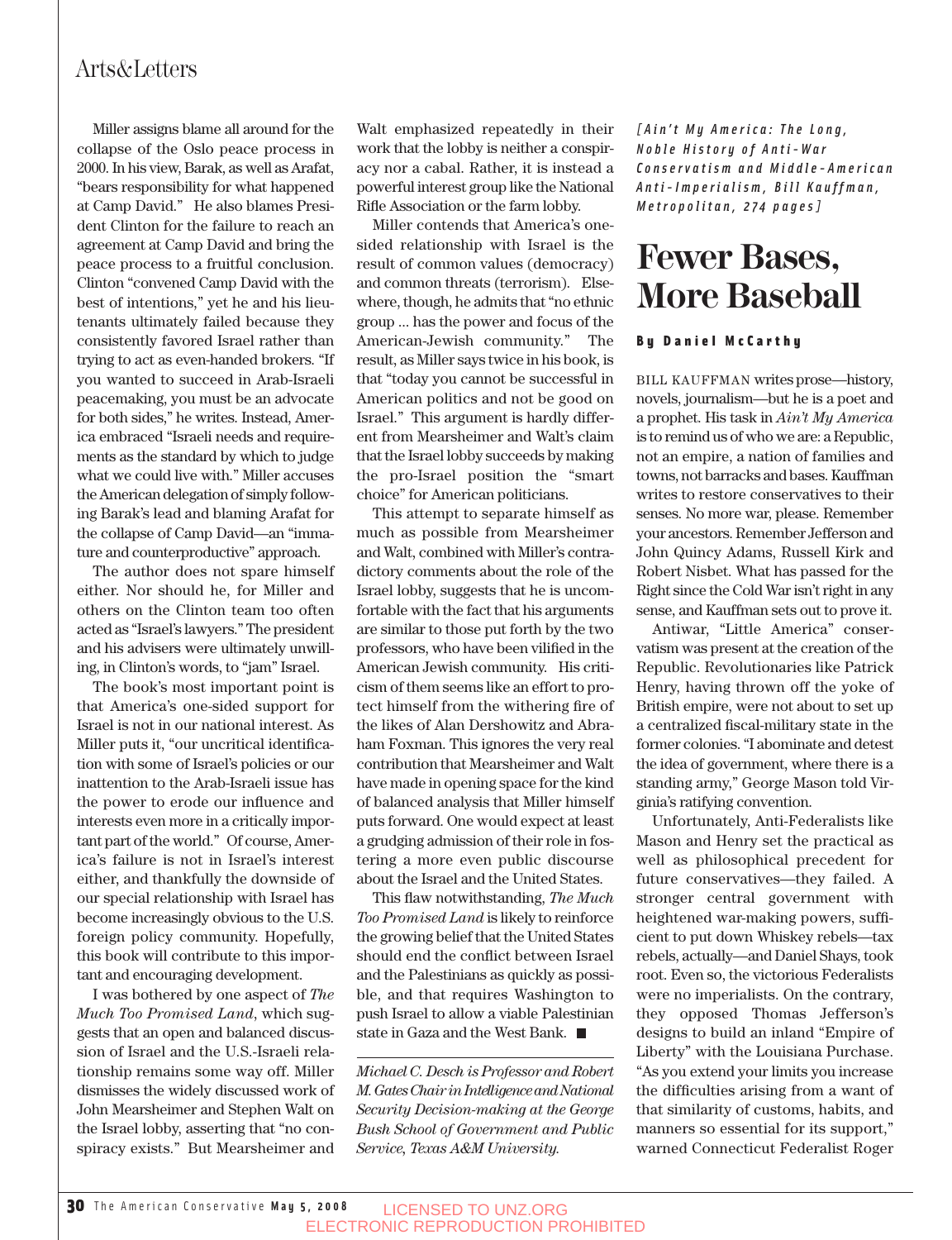Miller assigns blame all around for the collapse of the Oslo peace process in 2000. In his view, Barak, as well as Arafat, "bears responsibility for what happened at Camp David." He also blames President Clinton for the failure to reach an agreement at Camp David and bring the peace process to a fruitful conclusion. Clinton "convened Camp David with the best of intentions," yet he and his lieutenants ultimately failed because they consistently favored Israel rather than trying to act as even-handed brokers. "If you wanted to succeed in Arab-Israeli peacemaking, you must be an advocate for both sides," he writes. Instead, America embraced "Israeli needs and requirements as the standard by which to judge what we could live with." Miller accuses the American delegation of simply following Barak's lead and blaming Arafat for the collapse of Camp David—an "immature and counterproductive" approach.

The author does not spare himself either. Nor should he, for Miller and others on the Clinton team too often acted as "Israel's lawyers." The president and his advisers were ultimately unwilling, in Clinton's words, to "jam" Israel.

The book's most important point is that America's one-sided support for Israel is not in our national interest. As Miller puts it, "our uncritical identification with some of Israel's policies or our inattention to the Arab-Israeli issue has the power to erode our influence and interests even more in a critically important part of the world." Of course, America's failure is not in Israel's interest either, and thankfully the downside of our special relationship with Israel has become increasingly obvious to the U.S. foreign policy community. Hopefully, this book will contribute to this important and encouraging development.

I was bothered by one aspect of *The Much Too Promised Land*, which suggests that an open and balanced discussion of Israel and the U.S.-Israeli relationship remains some way off. Miller dismisses the widely discussed work of John Mearsheimer and Stephen Walt on the Israel lobby, asserting that "no conspiracy exists." But Mearsheimer and Walt emphasized repeatedly in their work that the lobby is neither a conspiracy nor a cabal. Rather, it is instead a powerful interest group like the National Rifle Association or the farm lobby.

Miller contends that America's one-sided relationship with Israel is the result of common values (democracy) and common threats (terrorism). Elsewhere, though, he admits that "no ethnic group ... has the power and focus of the American-Jewish community." The result, as Miller says twice in his book, is that "today you cannot be successful in American politics and not be good on Israel." This argument is hardly different from Mearsheimer and Walt's claim that the Israel lobby succeeds by making the pro-Israel position the "smart choice" for American politicians.

This attempt to separate himself as much as possible from Mearsheimer and Walt, combined with Miller's contradictory comments about the role of the Israel lobby, suggests that he is uncomfortable with the fact that his arguments are similar to those put forth by the two professors, who have been vilified in the American Jewish community. His criticism of them seems like an effort to protect himself from the withering fire of the likes of Alan Dershowitz and Abraham Foxman. This ignores the very real contribution that Mearsheimer and Walt have made in opening space for the kind of balanced analysis that Miller himself puts forward. One would expect at least a grudging admission of their role in fostering a more even public discourse about the Israel and the United States.

This flaw notwithstanding, *The Much Too Promised Land* is likely to reinforce the growing belief that the United States should end the conflict between Israel and the Palestinians as quickly as possible, and that requires Washington to push Israel to allow a viable Palestinian state in Gaza and the West Bank. ■

---

*Michael C. Desch is Professor and Robert M. Gates Chair in Intelligence and National Security Decision-making at the George Bush School of Government and Public Service, Texas A&M University.*

[*Ain't My America: The Long, Noble History of Anti-War Conservatism and Middle-American Anti-Imperialism*, Bill Kauffman, Metropolitan, 274 pages]

# Fewer Bases, More Baseball

**By Daniel McCarthy**

BILL KAUFFMAN writes prose—history, novels, journalism—but he is a poet and a prophet. His task in *Ain't My America* is to remind us of who we are: a Republic, not an empire, a nation of families and towns, not barracks and bases. Kauffman writes to restore conservatives to their senses. No more war, please. Remember your ancestors. Remember Jefferson and John Quincy Adams, Russell Kirk and Robert Nisbet. What has passed for the Right since the Cold War isn't right in any sense, and Kauffman sets out to prove it.

Antiwar, "Little America" conservatism was present at the creation of the Republic. Revolutionaries like Patrick Henry, having thrown off the yoke of British empire, were not about to set up a centralized fiscal-military state in the former colonies. "I abominate and detest the idea of government, where there is a standing army," George Mason told Virginia's ratifying convention.

Unfortunately, Anti-Federalists like Mason and Henry set the practical as well as philosophical precedent for future conservatives—they failed. A stronger central government with heightened war-making powers, sufficient to put down Whiskey rebels—tax rebels, actually—and Daniel Shays, took root. Even so, the victorious Federalists were no imperialists. On the contrary, they opposed Thomas Jefferson's designs to build an inland "Empire of Liberty" with the Louisiana Purchase. "As you extend your limits you increase the difficulties arising from a want of that similarity of customs, habits, and manners so essential for its support," warned Connecticut Federalist Roger